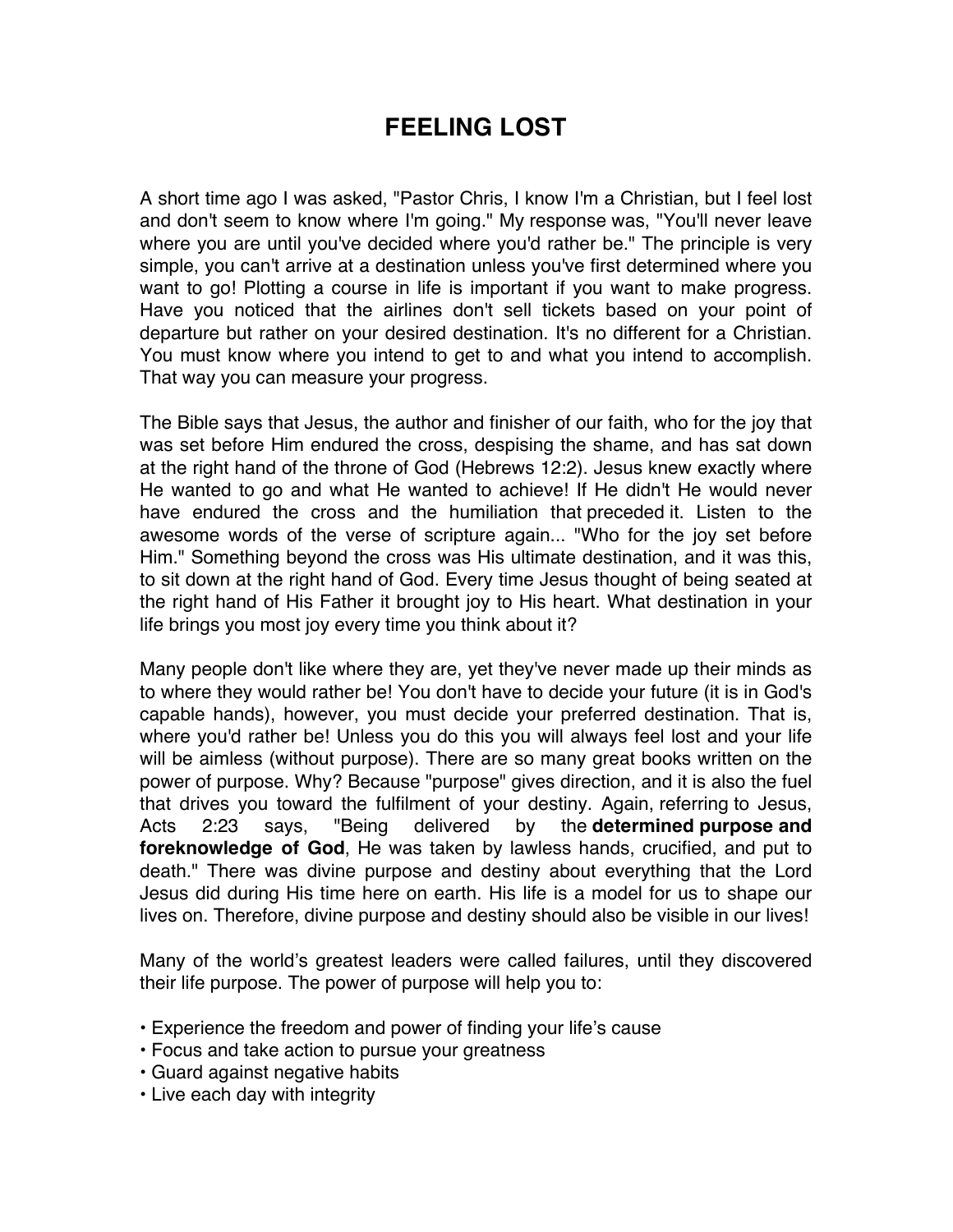# FEELING LOST

A short time ago I was asked, "Pastor Chris, I know I'm a Christian, but I feel lost and don't seem to know where I'm going." My response was, "You'll never leave where you are until you've decided where you'd rather be." The principle is very simple, you can't arrive at a destination unless you've first determined where you want to go! Plotting a course in life is important if you want to make progress. Have you noticed that the airlines don't sell tickets based on your point of departure but rather on your desired destination. It's no different for a Christian. You must know where you intend to get to and what you intend to accomplish. That way you can measure your progress.

The Bible says that Jesus, the author and finisher of our faith, who for the joy that was set before Him endured the cross, despising the shame, and has sat down at the right hand of the throne of God (Hebrews 12:2). Jesus knew exactly where He wanted to go and what He wanted to achieve! If He didn't He would never have endured the cross and the humiliation that preceded it. Listen to the awesome words of the verse of scripture again... "Who for the joy set before Him." Something beyond the cross was His ultimate destination, and it was this, to sit down at the right hand of God. Every time Jesus thought of being seated at the right hand of His Father it brought joy to His heart. What destination in your life brings you most joy every time you think about it?

Many people don't like where they are, yet they've never made up their minds as to where they would rather be! You don't have to decide your future (it is in God's capable hands), however, you must decide your preferred destination. That is, where you'd rather be! Unless you do this you will always feel lost and your life will be aimless (without purpose). There are so many great books written on the power of purpose. Why? Because "purpose" gives direction, and it is also the fuel that drives you toward the fulfilment of your destiny. Again, referring to Jesus, Acts 2:23 says, "Being delivered by the **determined purpose and foreknowledge of God**, He was taken by lawless hands, crucified, and put to death." There was divine purpose and destiny about everything that the Lord Jesus did during His time here on earth. His life is a model for us to shape our lives on. Therefore, divine purpose and destiny should also be visible in our lives!

Many of the world's greatest leaders were called failures, until they discovered their life purpose. The power of purpose will help you to:

- Experience the freedom and power of finding your life's cause
- Focus and take action to pursue your greatness
- Guard against negative habits
- Live each day with integrity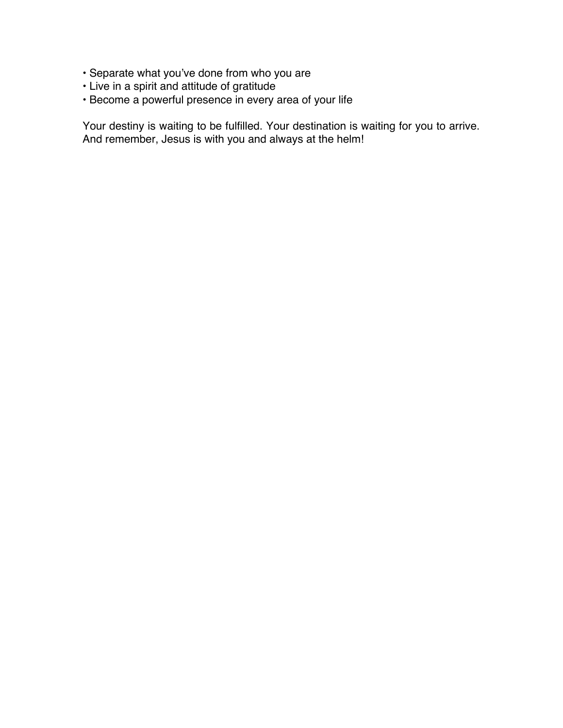- Separate what you've done from who you are
- Live in a spirit and attitude of gratitude
- Become a powerful presence in every area of your life

Your destiny is waiting to be fulfilled. Your destination is waiting for you to arrive. And remember, Jesus is with you and always at the helm!